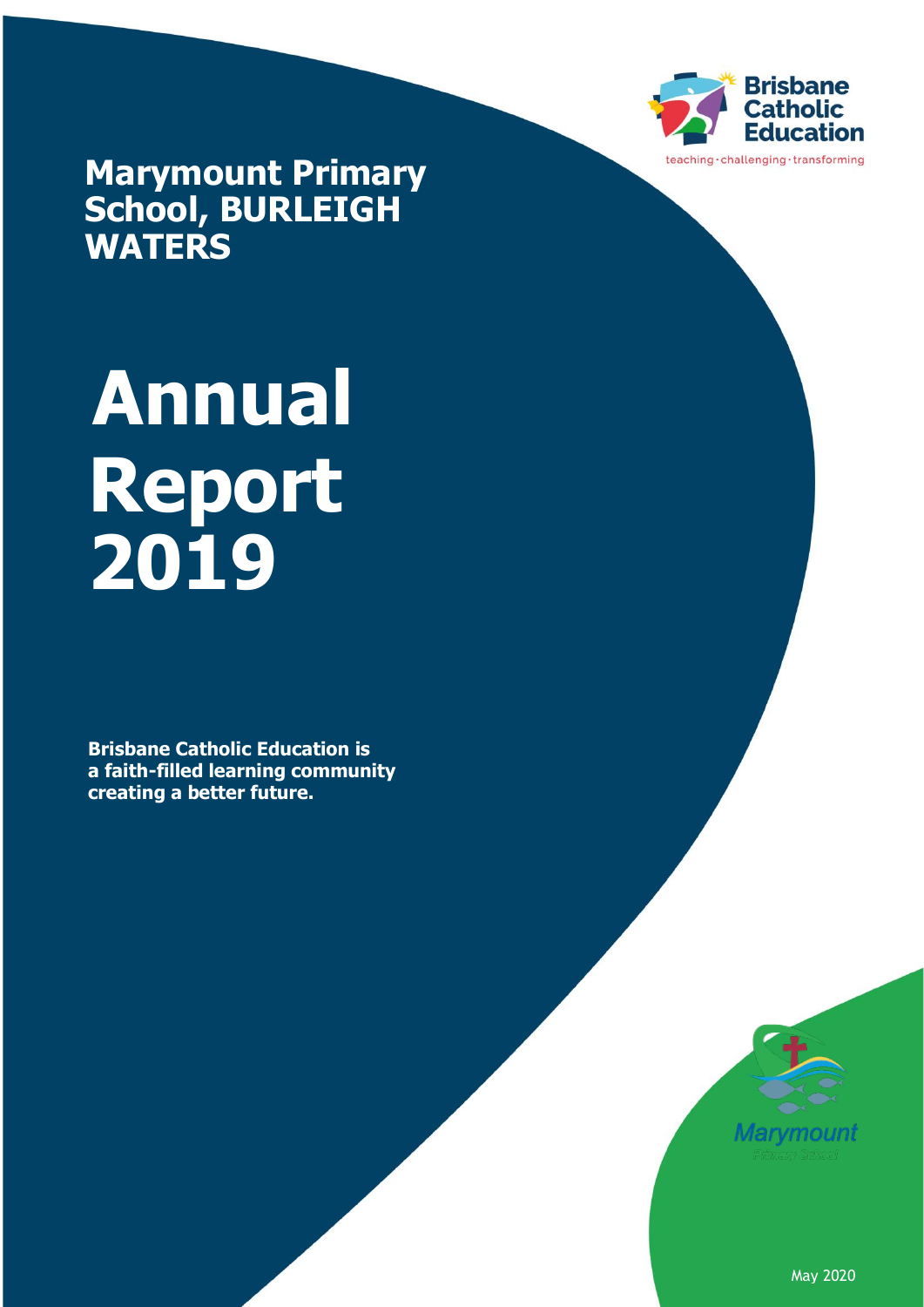Brisbane Catholic Education

teaching · challenging · transforming

# Marymount Primary School, BURLEIGH WATERS

# Annual Report 2019

**Brisbane Catholic Education is a faith-filled learning community creating a better future.**

Marymount Primary School

May 2020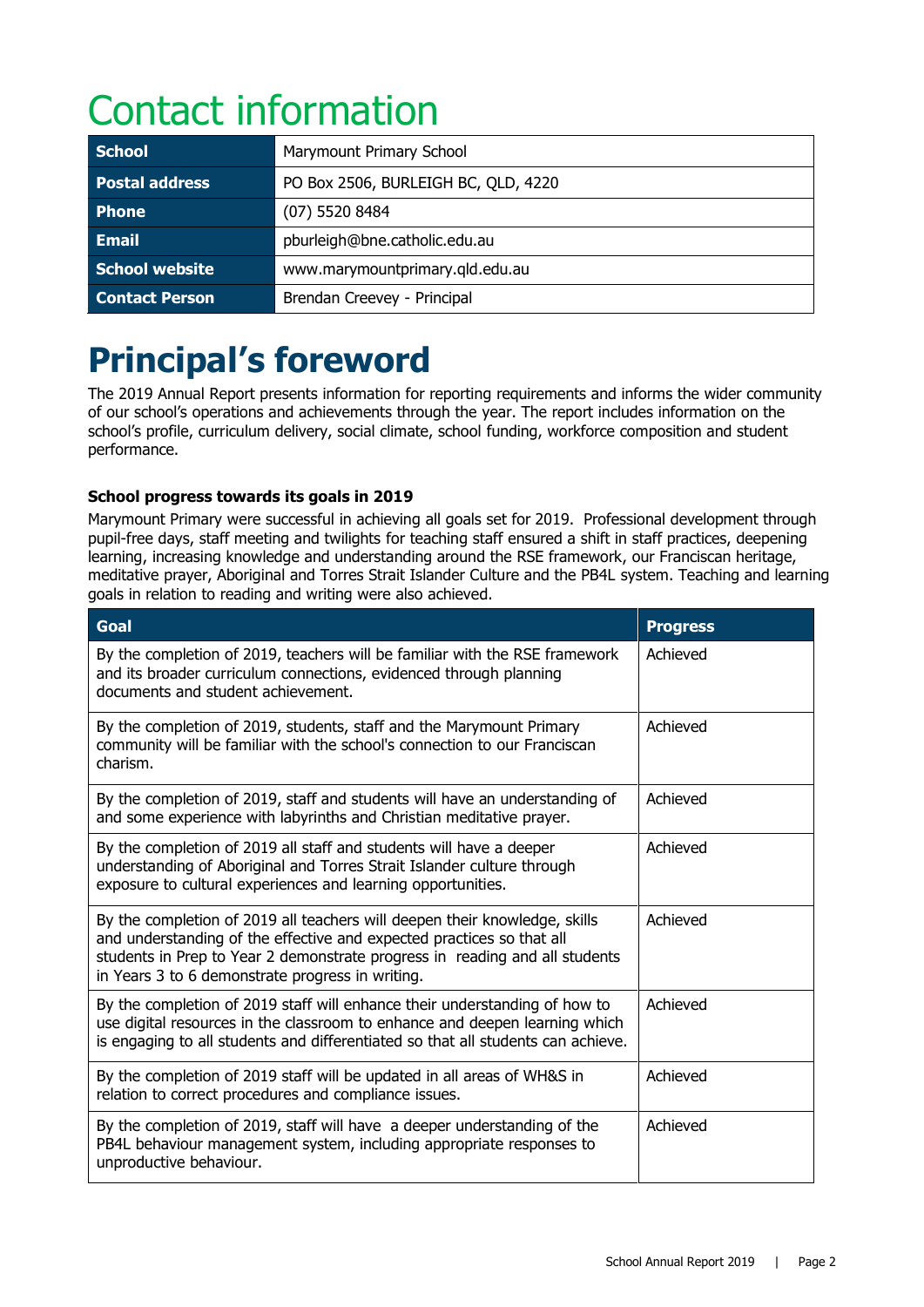# Contact information

| School | Marymount Primary School |
|---|---|
| Postal address | PO Box 2506, BURLEIGH BC, QLD, 4220 |
| Phone | (07) 5520 8484 |
| Email | pburleigh@bne.catholic.edu.au |
| School website | www.marymountprimary.qld.edu.au |
| Contact Person | Brendan Creevey - Principal |

# Principal's foreword

The 2019 Annual Report presents information for reporting requirements and informs the wider community of our school's operations and achievements through the year. The report includes information on the school's profile, curriculum delivery, social climate, school funding, workforce composition and student performance.

### School progress towards its goals in 2019

Marymount Primary were successful in achieving all goals set for 2019. Professional development through pupil-free days, staff meeting and twilights for teaching staff ensured a shift in staff practices, deepening learning, increasing knowledge and understanding around the RSE framework, our Franciscan heritage, meditative prayer, Aboriginal and Torres Strait Islander Culture and the PB4L system. Teaching and learning goals in relation to reading and writing were also achieved.

| Goal | Progress |
|---|---|
| By the completion of 2019, teachers will be familiar with the RSE framework and its broader curriculum connections, evidenced through planning documents and student achievement. | Achieved |
| By the completion of 2019, students, staff and the Marymount Primary community will be familiar with the school's connection to our Franciscan charism. | Achieved |
| By the completion of 2019, staff and students will have an understanding of and some experience with labyrinths and Christian meditative prayer. | Achieved |
| By the completion of 2019 all staff and students will have a deeper understanding of Aboriginal and Torres Strait Islander culture through exposure to cultural experiences and learning opportunities. | Achieved |
| By the completion of 2019 all teachers will deepen their knowledge, skills and understanding of the effective and expected practices so that all students in Prep to Year 2 demonstrate progress in reading and all students in Years 3 to 6 demonstrate progress in writing. | Achieved |
| By the completion of 2019 staff will enhance their understanding of how to use digital resources in the classroom to enhance and deepen learning which is engaging to all students and differentiated so that all students can achieve. | Achieved |
| By the completion of 2019 staff will be updated in all areas of WH&S in relation to correct procedures and compliance issues. | Achieved |
| By the completion of 2019, staff will have a deeper understanding of the PB4L behaviour management system, including appropriate responses to unproductive behaviour. | Achieved |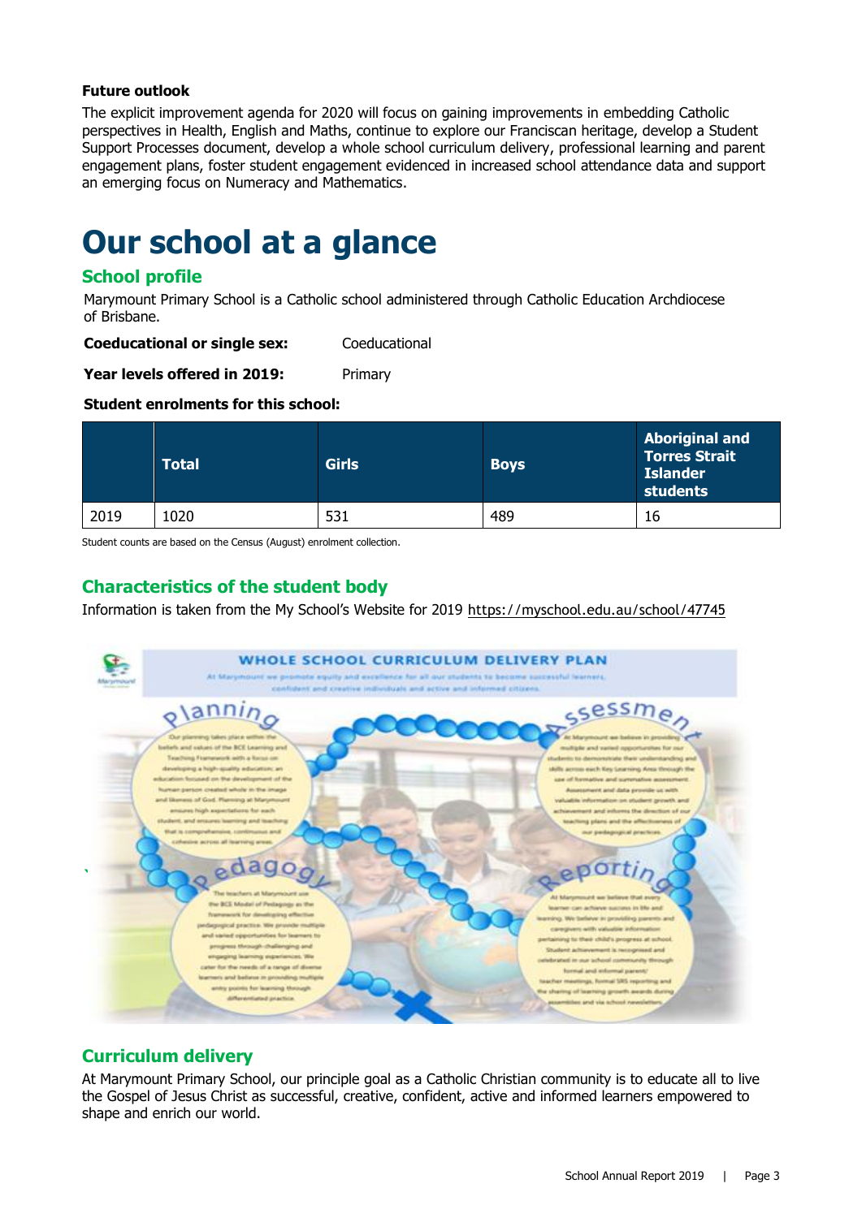**Future outlook**

The explicit improvement agenda for 2020 will focus on gaining improvements in embedding Catholic perspectives in Health, English and Maths, continue to explore our Franciscan heritage, develop a Student Support Processes document, develop a whole school curriculum delivery, professional learning and parent engagement plans, foster student engagement evidenced in increased school attendance data and support an emerging focus on Numeracy and Mathematics.

# Our school at a glance

## School profile

Marymount Primary School is a Catholic school administered through Catholic Education Archdiocese of Brisbane.

**Coeducational or single sex:** Coeducational

**Year levels offered in 2019:** Primary

**Student enrolments for this school:**

| | Total | Girls | Boys | Aboriginal and Torres Strait Islander students |
|---|---|---|---|---|
| 2019 | 1020 | 531 | 489 | 16 |

Student counts are based on the Census (August) enrolment collection.

## Characteristics of the student body

Information is taken from the My School's Website for 2019 https://myschool.edu.au/school/47745

## Curriculum delivery

At Marymount Primary School, our principle goal as a Catholic Christian community is to educate all to live the Gospel of Jesus Christ as successful, creative, confident, active and informed learners empowered to shape and enrich our world.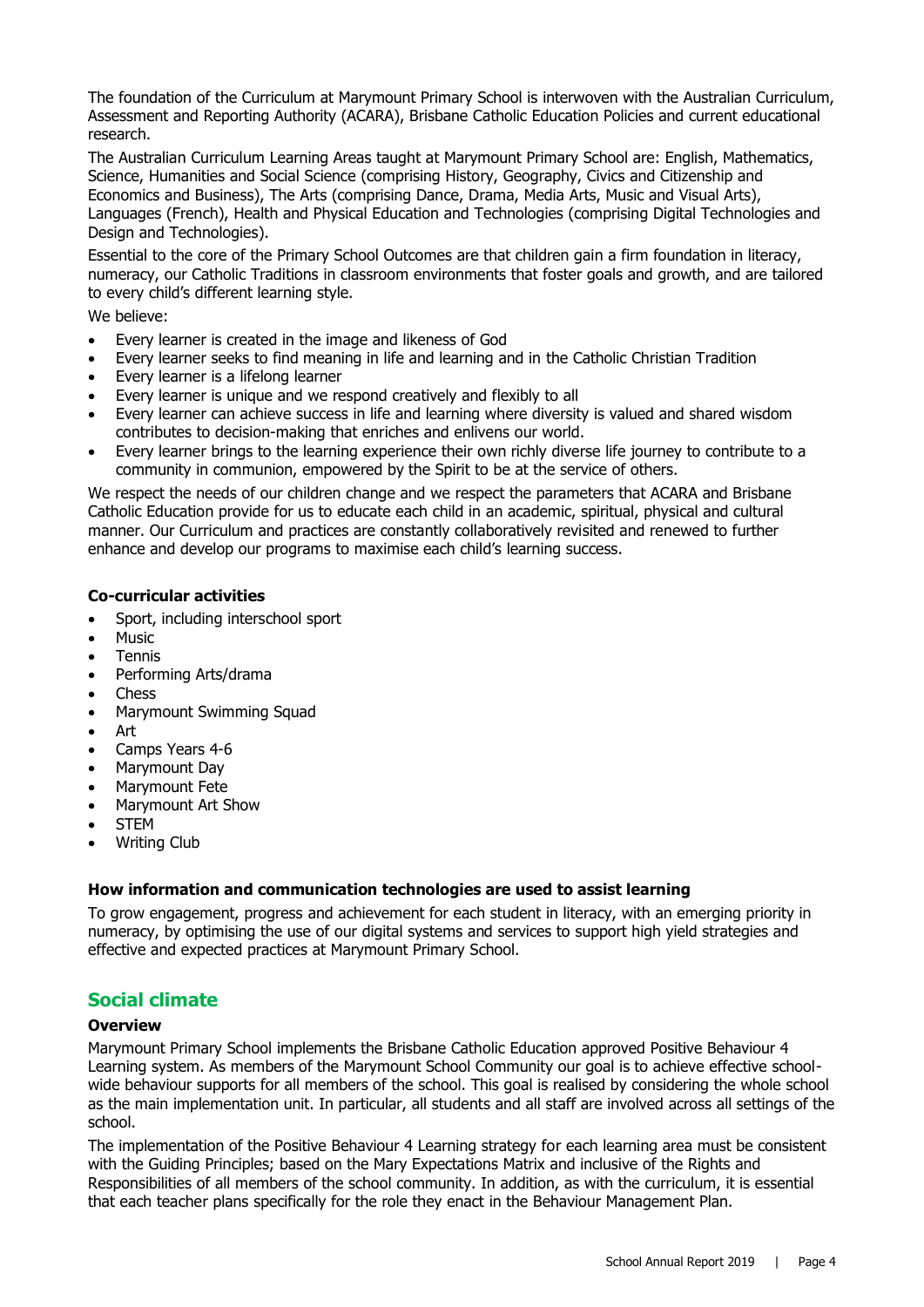The foundation of the Curriculum at Marymount Primary School is interwoven with the Australian Curriculum, Assessment and Reporting Authority (ACARA), Brisbane Catholic Education Policies and current educational research.

The Australian Curriculum Learning Areas taught at Marymount Primary School are: English, Mathematics, Science, Humanities and Social Science (comprising History, Geography, Civics and Citizenship and Economics and Business), The Arts (comprising Dance, Drama, Media Arts, Music and Visual Arts), Languages (French), Health and Physical Education and Technologies (comprising Digital Technologies and Design and Technologies).

Essential to the core of the Primary School Outcomes are that children gain a firm foundation in literacy, numeracy, our Catholic Traditions in classroom environments that foster goals and growth, and are tailored to every child's different learning style.

We believe:

- Every learner is created in the image and likeness of God
- Every learner seeks to find meaning in life and learning and in the Catholic Christian Tradition
- Every learner is a lifelong learner
- Every learner is unique and we respond creatively and flexibly to all
- Every learner can achieve success in life and learning where diversity is valued and shared wisdom contributes to decision-making that enriches and enlivens our world.
- Every learner brings to the learning experience their own richly diverse life journey to contribute to a community in communion, empowered by the Spirit to be at the service of others.

We respect the needs of our children change and we respect the parameters that ACARA and Brisbane Catholic Education provide for us to educate each child in an academic, spiritual, physical and cultural manner. Our Curriculum and practices are constantly collaboratively revisited and renewed to further enhance and develop our programs to maximise each child's learning success.

**Co-curricular activities**

- Sport, including interschool sport
- Music
- Tennis
- Performing Arts/drama
- Chess
- Marymount Swimming Squad
- Art
- Camps Years 4-6
- Marymount Day
- Marymount Fete
- Marymount Art Show
- STEM
- Writing Club

**How information and communication technologies are used to assist learning**

To grow engagement, progress and achievement for each student in literacy, with an emerging priority in numeracy, by optimising the use of our digital systems and services to support high yield strategies and effective and expected practices at Marymount Primary School.

## Social climate

**Overview**

Marymount Primary School implements the Brisbane Catholic Education approved Positive Behaviour 4 Learning system. As members of the Marymount School Community our goal is to achieve effective school-wide behaviour supports for all members of the school. This goal is realised by considering the whole school as the main implementation unit. In particular, all students and all staff are involved across all settings of the school.

The implementation of the Positive Behaviour 4 Learning strategy for each learning area must be consistent with the Guiding Principles; based on the Mary Expectations Matrix and inclusive of the Rights and Responsibilities of all members of the school community. In addition, as with the curriculum, it is essential that each teacher plans specifically for the role they enact in the Behaviour Management Plan.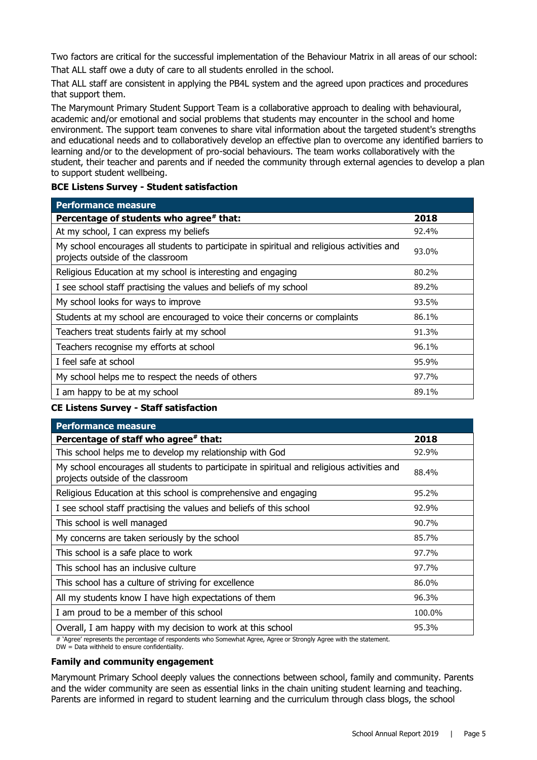Two factors are critical for the successful implementation of the Behaviour Matrix in all areas of our school:

That ALL staff owe a duty of care to all students enrolled in the school.

That ALL staff are consistent in applying the PB4L system and the agreed upon practices and procedures that support them.

The Marymount Primary Student Support Team is a collaborative approach to dealing with behavioural, academic and/or emotional and social problems that students may encounter in the school and home environment. The support team convenes to share vital information about the targeted student's strengths and educational needs and to collaboratively develop an effective plan to overcome any identified barriers to learning and/or to the development of pro-social behaviours. The team works collaboratively with the student, their teacher and parents and if needed the community through external agencies to develop a plan to support student wellbeing.

**BCE Listens Survey - Student satisfaction**

| Performance measure | |
|---|---|
| **Percentage of students who agree# that:** | **2018** |
| At my school, I can express my beliefs | 92.4% |
| My school encourages all students to participate in spiritual and religious activities and projects outside of the classroom | 93.0% |
| Religious Education at my school is interesting and engaging | 80.2% |
| I see school staff practising the values and beliefs of my school | 89.2% |
| My school looks for ways to improve | 93.5% |
| Students at my school are encouraged to voice their concerns or complaints | 86.1% |
| Teachers treat students fairly at my school | 91.3% |
| Teachers recognise my efforts at school | 96.1% |
| I feel safe at school | 95.9% |
| My school helps me to respect the needs of others | 97.7% |
| I am happy to be at my school | 89.1% |

**CE Listens Survey - Staff satisfaction**

| Performance measure | |
|---|---|
| **Percentage of staff who agree# that:** | **2018** |
| This school helps me to develop my relationship with God | 92.9% |
| My school encourages all students to participate in spiritual and religious activities and projects outside of the classroom | 88.4% |
| Religious Education at this school is comprehensive and engaging | 95.2% |
| I see school staff practising the values and beliefs of this school | 92.9% |
| This school is well managed | 90.7% |
| My concerns are taken seriously by the school | 85.7% |
| This school is a safe place to work | 97.7% |
| This school has an inclusive culture | 97.7% |
| This school has a culture of striving for excellence | 86.0% |
| All my students know I have high expectations of them | 96.3% |
| I am proud to be a member of this school | 100.0% |
| Overall, I am happy with my decision to work at this school | 95.3% |

# 'Agree' represents the percentage of respondents who Somewhat Agree, Agree or Strongly Agree with the statement.
DW = Data withheld to ensure confidentiality.

**Family and community engagement**

Marymount Primary School deeply values the connections between school, family and community. Parents and the wider community are seen as essential links in the chain uniting student learning and teaching. Parents are informed in regard to student learning and the curriculum through class blogs, the school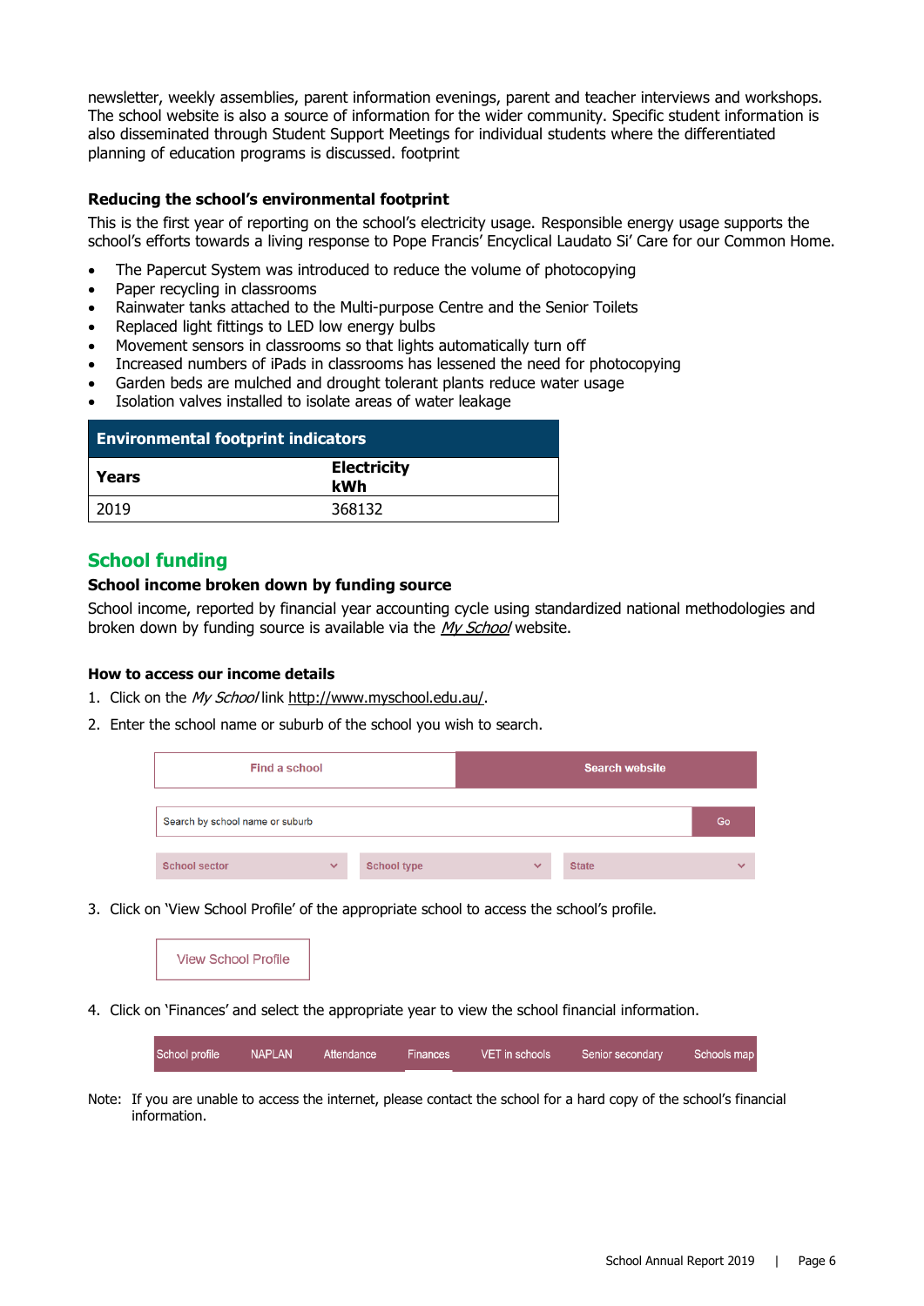newsletter, weekly assemblies, parent information evenings, parent and teacher interviews and workshops. The school website is also a source of information for the wider community. Specific student information is also disseminated through Student Support Meetings for individual students where the differentiated planning of education programs is discussed. footprint

### Reducing the school's environmental footprint

This is the first year of reporting on the school's electricity usage. Responsible energy usage supports the school's efforts towards a living response to Pope Francis' Encyclical Laudato Si' Care for our Common Home.

- The Papercut System was introduced to reduce the volume of photocopying
- Paper recycling in classrooms
- Rainwater tanks attached to the Multi-purpose Centre and the Senior Toilets
- Replaced light fittings to LED low energy bulbs
- Movement sensors in classrooms so that lights automatically turn off
- Increased numbers of iPads in classrooms has lessened the need for photocopying
- Garden beds are mulched and drought tolerant plants reduce water usage
- Isolation valves installed to isolate areas of water leakage

| Environmental footprint indicators | |
|---|---|
| **Years** | **Electricity kWh** |
| 2019 | 368132 |

## School funding

### School income broken down by funding source

School income, reported by financial year accounting cycle using standardized national methodologies and broken down by funding source is available via the *My School* website.

### How to access our income details

1. Click on the *My School* link http://www.myschool.edu.au/.
2. Enter the school name or suburb of the school you wish to search.

| Find a school | Search website |
|---|---|

Search by school name or suburb | Go

School sector | School type | State

3. Click on 'View School Profile' of the appropriate school to access the school's profile.

View School Profile

4. Click on 'Finances' and select the appropriate year to view the school financial information.

School profile | NAPLAN | Attendance | Finances | VET in schools | Senior secondary | Schools map

Note: If you are unable to access the internet, please contact the school for a hard copy of the school's financial information.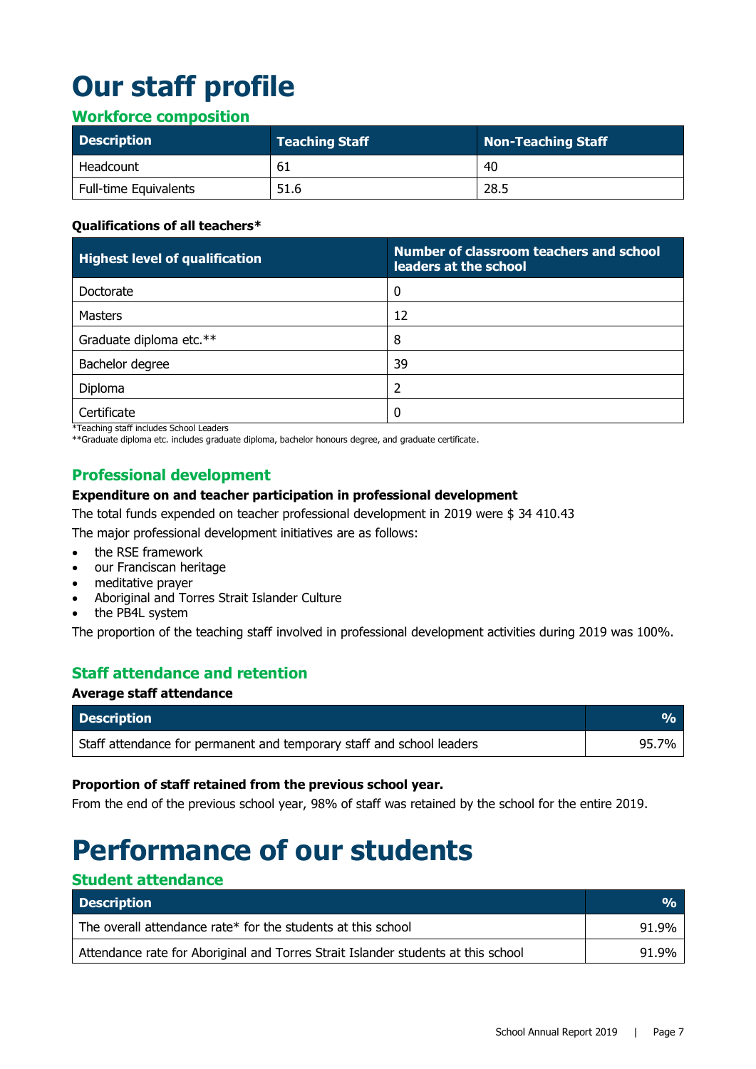# Our staff profile

## Workforce composition

| Description | Teaching Staff | Non-Teaching Staff |
| --- | --- | --- |
| Headcount | 61 | 40 |
| Full-time Equivalents | 51.6 | 28.5 |

**Qualifications of all teachers***

| Highest level of qualification | Number of classroom teachers and school leaders at the school |
| --- | --- |
| Doctorate | 0 |
| Masters | 12 |
| Graduate diploma etc.** | 8 |
| Bachelor degree | 39 |
| Diploma | 2 |
| Certificate | 0 |

*Teaching staff includes School Leaders
**Graduate diploma etc. includes graduate diploma, bachelor honours degree, and graduate certificate.

## Professional development

**Expenditure on and teacher participation in professional development**

The total funds expended on teacher professional development in 2019 were $ 34 410.43

The major professional development initiatives are as follows:

- the RSE framework
- our Franciscan heritage
- meditative prayer
- Aboriginal and Torres Strait Islander Culture
- the PB4L system

The proportion of the teaching staff involved in professional development activities during 2019 was 100%.

## Staff attendance and retention

**Average staff attendance**

| Description | % |
| --- | --- |
| Staff attendance for permanent and temporary staff and school leaders | 95.7% |

**Proportion of staff retained from the previous school year.**

From the end of the previous school year, 98% of staff was retained by the school for the entire 2019.

# Performance of our students

## Student attendance

| Description | % |
| --- | --- |
| The overall attendance rate* for the students at this school | 91.9% |
| Attendance rate for Aboriginal and Torres Strait Islander students at this school | 91.9% |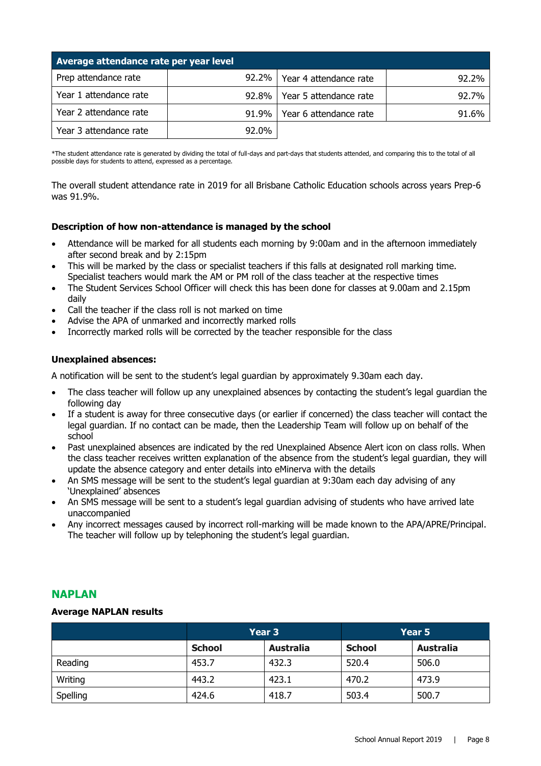| Average attendance rate per year level | | | |
|---|---|---|---|
| Prep attendance rate | 92.2% | Year 4 attendance rate | 92.2% |
| Year 1 attendance rate | 92.8% | Year 5 attendance rate | 92.7% |
| Year 2 attendance rate | 91.9% | Year 6 attendance rate | 91.6% |
| Year 3 attendance rate | 92.0% | | |

*The student attendance rate is generated by dividing the total of full-days and part-days that students attended, and comparing this to the total of all possible days for students to attend, expressed as a percentage.

The overall student attendance rate in 2019 for all Brisbane Catholic Education schools across years Prep-6 was 91.9%.

**Description of how non-attendance is managed by the school**

- Attendance will be marked for all students each morning by 9:00am and in the afternoon immediately after second break and by 2:15pm
- This will be marked by the class or specialist teachers if this falls at designated roll marking time. Specialist teachers would mark the AM or PM roll of the class teacher at the respective times
- The Student Services School Officer will check this has been done for classes at 9.00am and 2.15pm daily
- Call the teacher if the class roll is not marked on time
- Advise the APA of unmarked and incorrectly marked rolls
- Incorrectly marked rolls will be corrected by the teacher responsible for the class

**Unexplained absences:**

A notification will be sent to the student's legal guardian by approximately 9.30am each day.

- The class teacher will follow up any unexplained absences by contacting the student's legal guardian the following day
- If a student is away for three consecutive days (or earlier if concerned) the class teacher will contact the legal guardian. If no contact can be made, then the Leadership Team will follow up on behalf of the school
- Past unexplained absences are indicated by the red Unexplained Absence Alert icon on class rolls. When the class teacher receives written explanation of the absence from the student's legal guardian, they will update the absence category and enter details into eMinerva with the details
- An SMS message will be sent to the student's legal guardian at 9:30am each day advising of any 'Unexplained' absences
- An SMS message will be sent to a student's legal guardian advising of students who have arrived late unaccompanied
- Any incorrect messages caused by incorrect roll-marking will be made known to the APA/APRE/Principal. The teacher will follow up by telephoning the student's legal guardian.

## NAPLAN

**Average NAPLAN results**

| | Year 3 | | Year 5 | |
|---|---|---|---|---|
| | School | Australia | School | Australia |
| Reading | 453.7 | 432.3 | 520.4 | 506.0 |
| Writing | 443.2 | 423.1 | 470.2 | 473.9 |
| Spelling | 424.6 | 418.7 | 503.4 | 500.7 |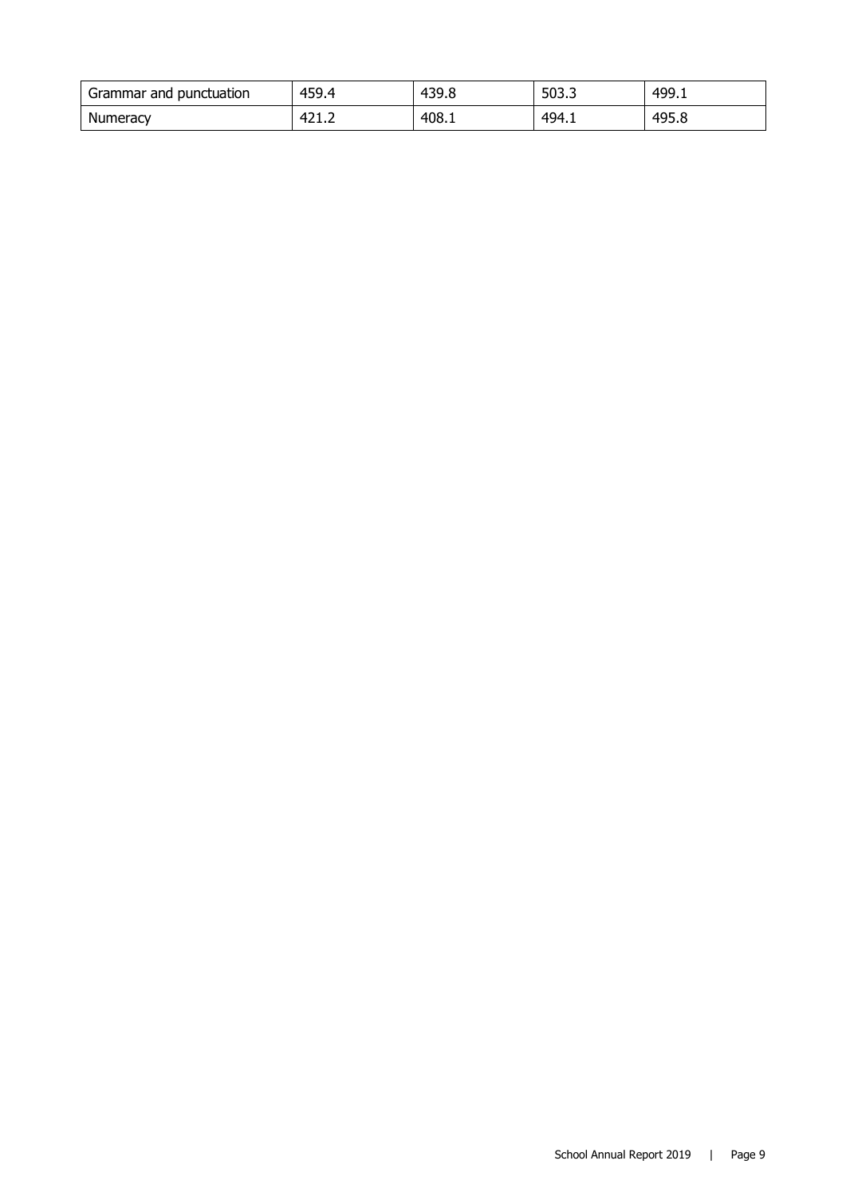| | | | | |
|---|---|---|---|---|
| Grammar and punctuation | 459.4 | 439.8 | 503.3 | 499.1 |
| Numeracy | 421.2 | 408.1 | 494.1 | 495.8 |